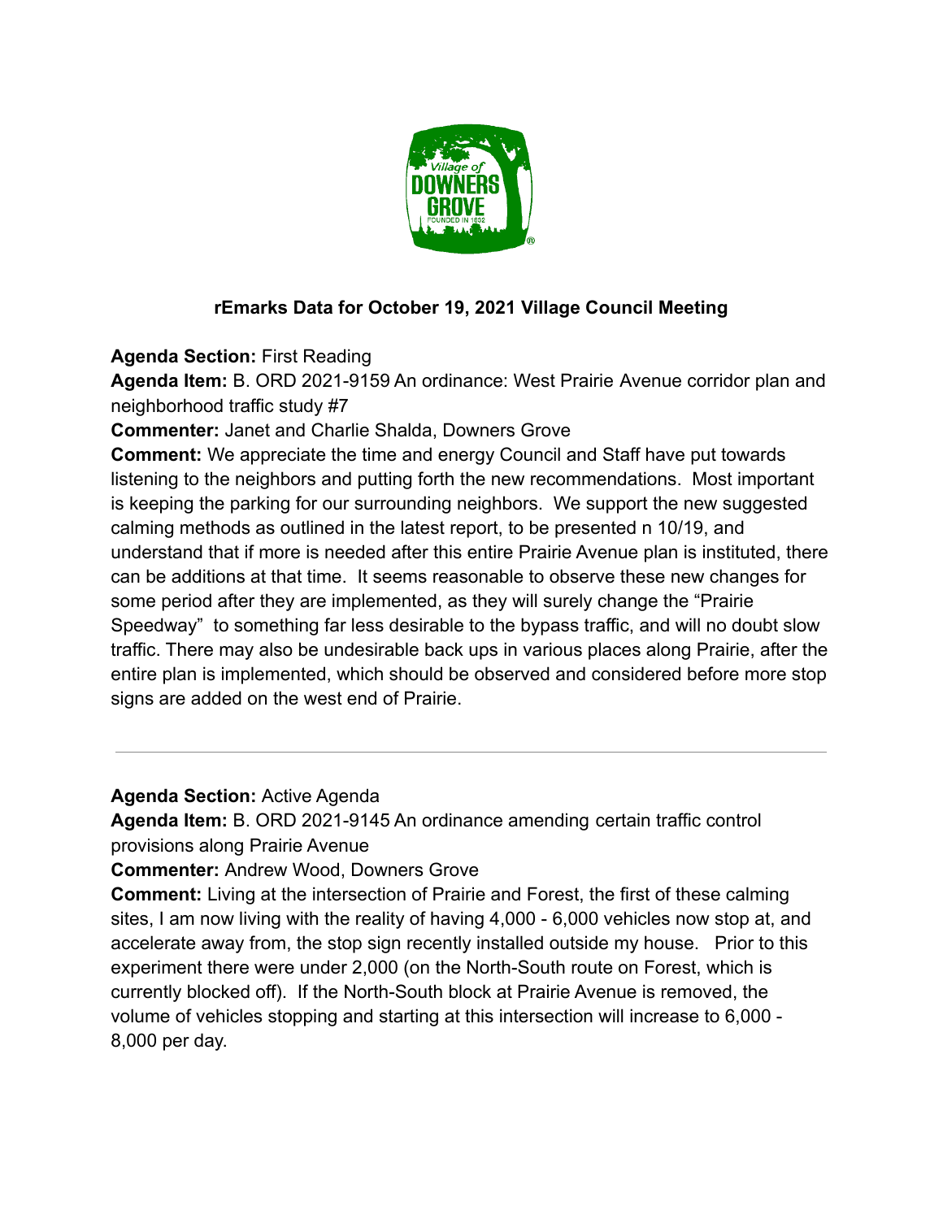## rEmarks Data for October 19, 2021 Village Council Meeting

**Agenda Section:** First Reading
**Agenda Item:** B. ORD 2021-9159 An ordinance: West Prairie Avenue corridor plan and neighborhood traffic study #7
**Commenter:** Janet and Charlie Shalda, Downers Grove
**Comment:** We appreciate the time and energy Council and Staff have put towards listening to the neighbors and putting forth the new recommendations. Most important is keeping the parking for our surrounding neighbors. We support the new suggested calming methods as outlined in the latest report, to be presented n 10/19, and understand that if more is needed after this entire Prairie Avenue plan is instituted, there can be additions at that time. It seems reasonable to observe these new changes for some period after they are implemented, as they will surely change the "Prairie Speedway" to something far less desirable to the bypass traffic, and will no doubt slow traffic. There may also be undesirable back ups in various places along Prairie, after the entire plan is implemented, which should be observed and considered before more stop signs are added on the west end of Prairie.

---

**Agenda Section:** Active Agenda
**Agenda Item:** B. ORD 2021-9145 An ordinance amending certain traffic control provisions along Prairie Avenue
**Commenter:** Andrew Wood, Downers Grove
**Comment:** Living at the intersection of Prairie and Forest, the first of these calming sites, I am now living with the reality of having 4,000 - 6,000 vehicles now stop at, and accelerate away from, the stop sign recently installed outside my house. Prior to this experiment there were under 2,000 (on the North-South route on Forest, which is currently blocked off). If the North-South block at Prairie Avenue is removed, the volume of vehicles stopping and starting at this intersection will increase to 6,000 - 8,000 per day.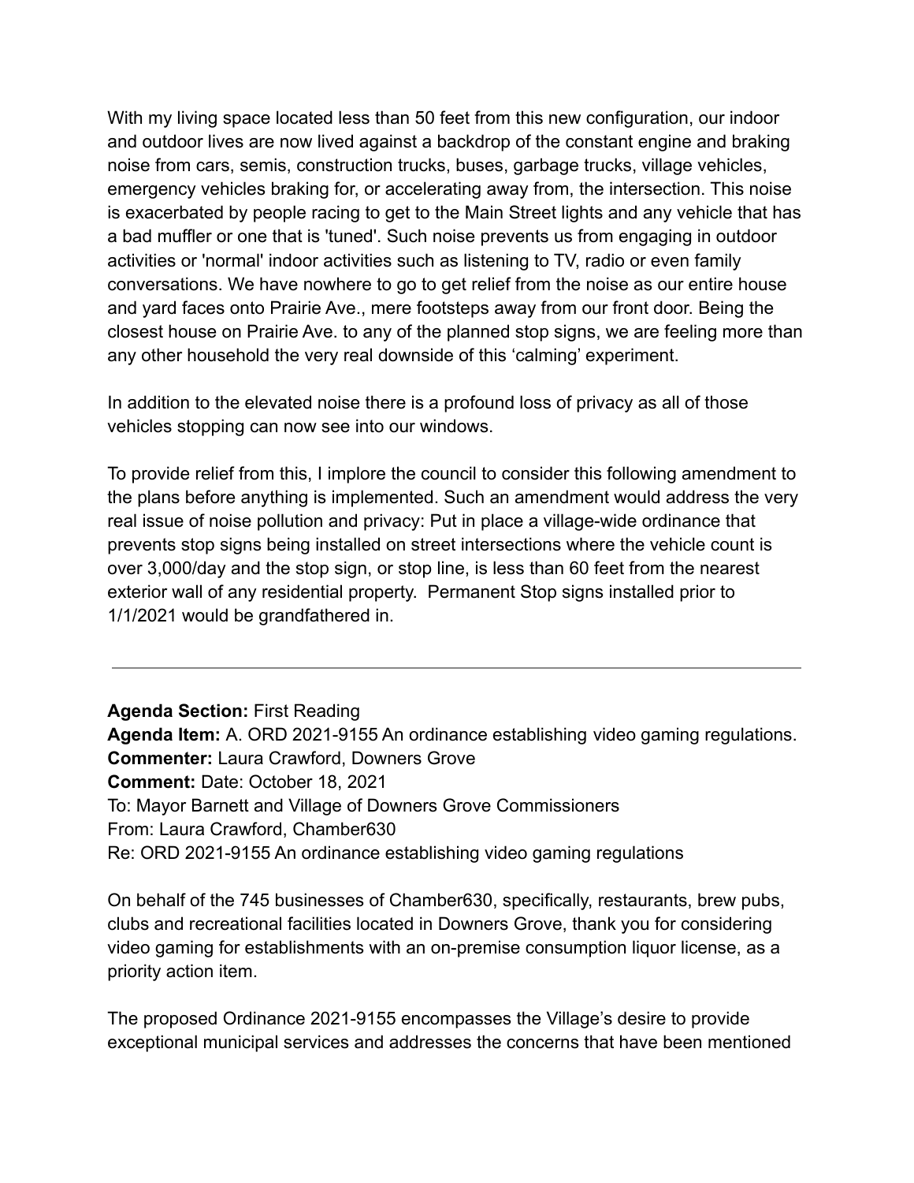With my living space located less than 50 feet from this new configuration, our indoor and outdoor lives are now lived against a backdrop of the constant engine and braking noise from cars, semis, construction trucks, buses, garbage trucks, village vehicles, emergency vehicles braking for, or accelerating away from, the intersection. This noise is exacerbated by people racing to get to the Main Street lights and any vehicle that has a bad muffler or one that is 'tuned'. Such noise prevents us from engaging in outdoor activities or 'normal' indoor activities such as listening to TV, radio or even family conversations. We have nowhere to go to get relief from the noise as our entire house and yard faces onto Prairie Ave., mere footsteps away from our front door. Being the closest house on Prairie Ave. to any of the planned stop signs, we are feeling more than any other household the very real downside of this 'calming' experiment.

In addition to the elevated noise there is a profound loss of privacy as all of those vehicles stopping can now see into our windows.

To provide relief from this, I implore the council to consider this following amendment to the plans before anything is implemented. Such an amendment would address the very real issue of noise pollution and privacy: Put in place a village-wide ordinance that prevents stop signs being installed on street intersections where the vehicle count is over 3,000/day and the stop sign, or stop line, is less than 60 feet from the nearest exterior wall of any residential property. Permanent Stop signs installed prior to 1/1/2021 would be grandfathered in.

---

**Agenda Section:** First Reading
**Agenda Item:** A. ORD 2021-9155 An ordinance establishing video gaming regulations.
**Commenter:** Laura Crawford, Downers Grove
**Comment:** Date: October 18, 2021
To: Mayor Barnett and Village of Downers Grove Commissioners
From: Laura Crawford, Chamber630
Re: ORD 2021-9155 An ordinance establishing video gaming regulations

On behalf of the 745 businesses of Chamber630, specifically, restaurants, brew pubs, clubs and recreational facilities located in Downers Grove, thank you for considering video gaming for establishments with an on-premise consumption liquor license, as a priority action item.

The proposed Ordinance 2021-9155 encompasses the Village's desire to provide exceptional municipal services and addresses the concerns that have been mentioned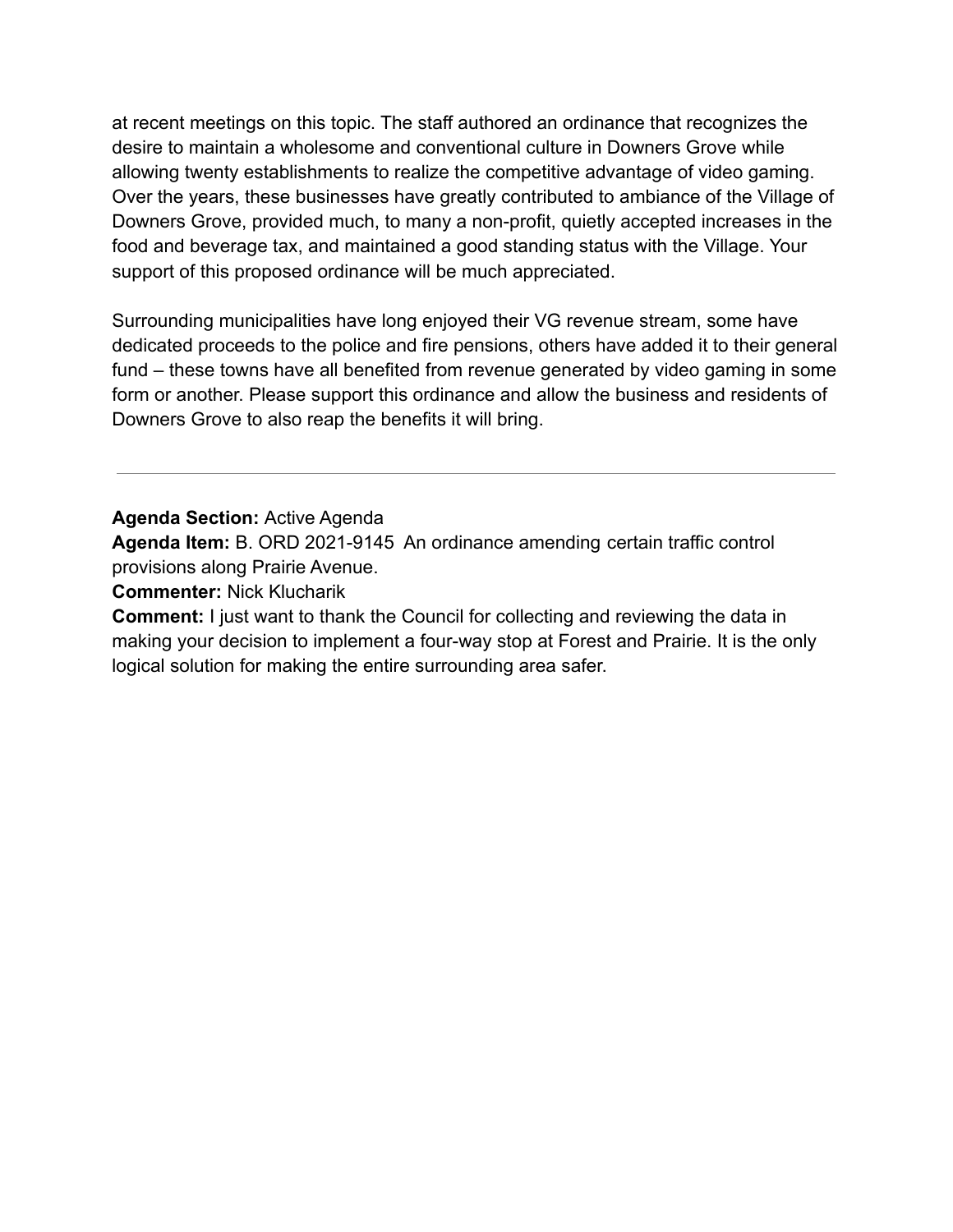at recent meetings on this topic. The staff authored an ordinance that recognizes the desire to maintain a wholesome and conventional culture in Downers Grove while allowing twenty establishments to realize the competitive advantage of video gaming. Over the years, these businesses have greatly contributed to ambiance of the Village of Downers Grove, provided much, to many a non-profit, quietly accepted increases in the food and beverage tax, and maintained a good standing status with the Village. Your support of this proposed ordinance will be much appreciated.

Surrounding municipalities have long enjoyed their VG revenue stream, some have dedicated proceeds to the police and fire pensions, others have added it to their general fund – these towns have all benefited from revenue generated by video gaming in some form or another. Please support this ordinance and allow the business and residents of Downers Grove to also reap the benefits it will bring.

---

**Agenda Section:** Active Agenda
**Agenda Item:** B. ORD 2021-9145 An ordinance amending certain traffic control provisions along Prairie Avenue.
**Commenter:** Nick Klucharik
**Comment:** I just want to thank the Council for collecting and reviewing the data in making your decision to implement a four-way stop at Forest and Prairie. It is the only logical solution for making the entire surrounding area safer.